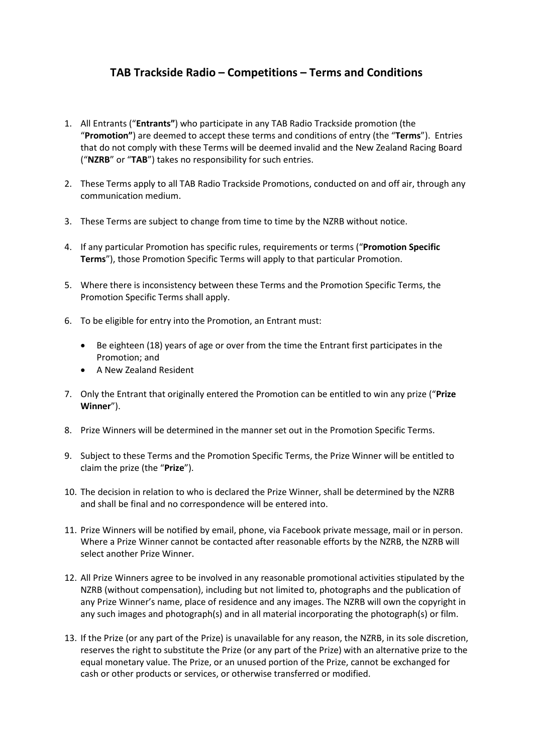# TAB Trackside Radio – Competitions – Terms and Conditions

1. All Entrants ("**Entrants"**) who participate in any TAB Radio Trackside promotion (the "**Promotion"**) are deemed to accept these terms and conditions of entry (the "**Terms**"). Entries that do not comply with these Terms will be deemed invalid and the New Zealand Racing Board ("**NZRB**" or "**TAB**") takes no responsibility for such entries.
2. These Terms apply to all TAB Radio Trackside Promotions, conducted on and off air, through any communication medium.
3. These Terms are subject to change from time to time by the NZRB without notice.
4. If any particular Promotion has specific rules, requirements or terms ("**Promotion Specific Terms**"), those Promotion Specific Terms will apply to that particular Promotion.
5. Where there is inconsistency between these Terms and the Promotion Specific Terms, the Promotion Specific Terms shall apply.
6. To be eligible for entry into the Promotion, an Entrant must:
   - Be eighteen (18) years of age or over from the time the Entrant first participates in the Promotion; and
   - A New Zealand Resident
7. Only the Entrant that originally entered the Promotion can be entitled to win any prize ("**Prize Winner**").
8. Prize Winners will be determined in the manner set out in the Promotion Specific Terms.
9. Subject to these Terms and the Promotion Specific Terms, the Prize Winner will be entitled to claim the prize (the "**Prize**").
10. The decision in relation to who is declared the Prize Winner, shall be determined by the NZRB and shall be final and no correspondence will be entered into.
11. Prize Winners will be notified by email, phone, via Facebook private message, mail or in person. Where a Prize Winner cannot be contacted after reasonable efforts by the NZRB, the NZRB will select another Prize Winner.
12. All Prize Winners agree to be involved in any reasonable promotional activities stipulated by the NZRB (without compensation), including but not limited to, photographs and the publication of any Prize Winner's name, place of residence and any images. The NZRB will own the copyright in any such images and photograph(s) and in all material incorporating the photograph(s) or film.
13. If the Prize (or any part of the Prize) is unavailable for any reason, the NZRB, in its sole discretion, reserves the right to substitute the Prize (or any part of the Prize) with an alternative prize to the equal monetary value. The Prize, or an unused portion of the Prize, cannot be exchanged for cash or other products or services, or otherwise transferred or modified.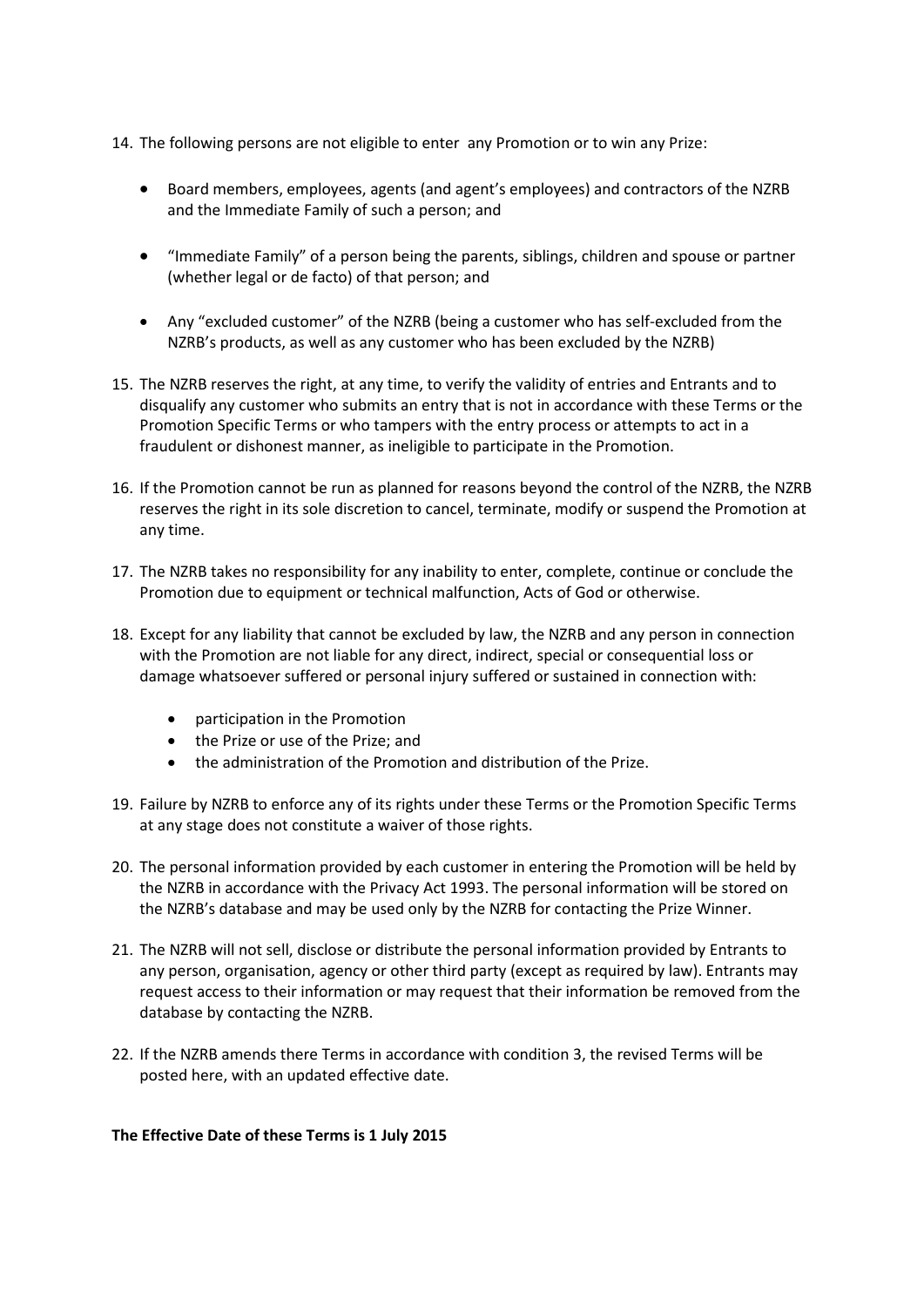14. The following persons are not eligible to enter  any Promotion or to win any Prize:

    - Board members, employees, agents (and agent's employees) and contractors of the NZRB and the Immediate Family of such a person; and

    - "Immediate Family" of a person being the parents, siblings, children and spouse or partner (whether legal or de facto) of that person; and

    - Any "excluded customer" of the NZRB (being a customer who has self-excluded from the NZRB's products, as well as any customer who has been excluded by the NZRB)

15. The NZRB reserves the right, at any time, to verify the validity of entries and Entrants and to disqualify any customer who submits an entry that is not in accordance with these Terms or the Promotion Specific Terms or who tampers with the entry process or attempts to act in a fraudulent or dishonest manner, as ineligible to participate in the Promotion.

16. If the Promotion cannot be run as planned for reasons beyond the control of the NZRB, the NZRB reserves the right in its sole discretion to cancel, terminate, modify or suspend the Promotion at any time.

17. The NZRB takes no responsibility for any inability to enter, complete, continue or conclude the Promotion due to equipment or technical malfunction, Acts of God or otherwise.

18. Except for any liability that cannot be excluded by law, the NZRB and any person in connection with the Promotion are not liable for any direct, indirect, special or consequential loss or damage whatsoever suffered or personal injury suffered or sustained in connection with:

    - participation in the Promotion
    - the Prize or use of the Prize; and
    - the administration of the Promotion and distribution of the Prize.

19. Failure by NZRB to enforce any of its rights under these Terms or the Promotion Specific Terms at any stage does not constitute a waiver of those rights.

20. The personal information provided by each customer in entering the Promotion will be held by the NZRB in accordance with the Privacy Act 1993. The personal information will be stored on the NZRB's database and may be used only by the NZRB for contacting the Prize Winner.

21. The NZRB will not sell, disclose or distribute the personal information provided by Entrants to any person, organisation, agency or other third party (except as required by law). Entrants may request access to their information or may request that their information be removed from the database by contacting the NZRB.

22. If the NZRB amends there Terms in accordance with condition 3, the revised Terms will be posted here, with an updated effective date.

**The Effective Date of these Terms is 1 July 2015**